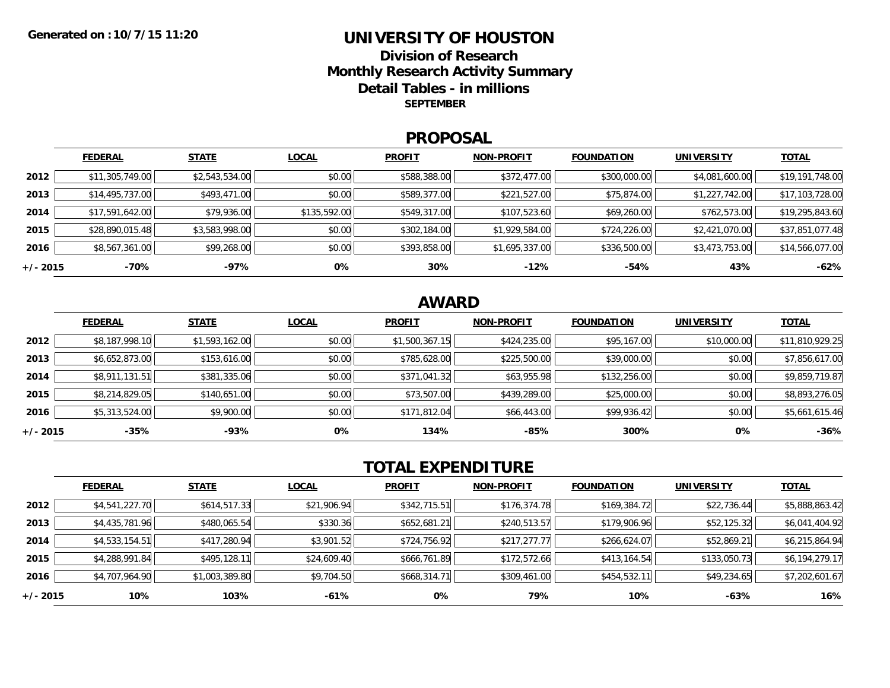**Generated on : 10/7/15 11:20**

# UNIVERSITY OF HOUSTON

## Division of Research

## Monthly Research Activity Summary

## Detail Tables - in millions

**SEPTEMBER**

## PROPOSAL

| | FEDERAL | STATE | LOCAL | PROFIT | NON-PROFIT | FOUNDATION | UNIVERSITY | TOTAL |
|---|---|---|---|---|---|---|---|---|
| **2012** | $11,305,749.00 | $2,543,534.00 | $0.00 | $588,388.00 | $372,477.00 | $300,000.00 | $4,081,600.00 | $19,191,748.00 |
| **2013** | $14,495,737.00 | $493,471.00 | $0.00 | $589,377.00 | $221,527.00 | $75,874.00 | $1,227,742.00 | $17,103,728.00 |
| **2014** | $17,591,642.00 | $79,936.00 | $135,592.00 | $549,317.00 | $107,523.60 | $69,260.00 | $762,573.00 | $19,295,843.60 |
| **2015** | $28,890,015.48 | $3,583,998.00 | $0.00 | $302,184.00 | $1,929,584.00 | $724,226.00 | $2,421,070.00 | $37,851,077.48 |
| **2016** | $8,567,361.00 | $99,268.00 | $0.00 | $393,858.00 | $1,695,337.00 | $336,500.00 | $3,473,753.00 | $14,566,077.00 |
| **+/- 2015** | **-70%** | **-97%** | **0%** | **30%** | **-12%** | **-54%** | **43%** | **-62%** |

## AWARD

| | FEDERAL | STATE | LOCAL | PROFIT | NON-PROFIT | FOUNDATION | UNIVERSITY | TOTAL |
|---|---|---|---|---|---|---|---|---|
| **2012** | $8,187,998.10 | $1,593,162.00 | $0.00 | $1,500,367.15 | $424,235.00 | $95,167.00 | $10,000.00 | $11,810,929.25 |
| **2013** | $6,652,873.00 | $153,616.00 | $0.00 | $785,628.00 | $225,500.00 | $39,000.00 | $0.00 | $7,856,617.00 |
| **2014** | $8,911,131.51 | $381,335.06 | $0.00 | $371,041.32 | $63,955.98 | $132,256.00 | $0.00 | $9,859,719.87 |
| **2015** | $8,214,829.05 | $140,651.00 | $0.00 | $73,507.00 | $439,289.00 | $25,000.00 | $0.00 | $8,893,276.05 |
| **2016** | $5,313,524.00 | $9,900.00 | $0.00 | $171,812.04 | $66,443.00 | $99,936.42 | $0.00 | $5,661,615.46 |
| **+/- 2015** | **-35%** | **-93%** | **0%** | **134%** | **-85%** | **300%** | **0%** | **-36%** |

## TOTAL EXPENDITURE

| | FEDERAL | STATE | LOCAL | PROFIT | NON-PROFIT | FOUNDATION | UNIVERSITY | TOTAL |
|---|---|---|---|---|---|---|---|---|
| **2012** | $4,541,227.70 | $614,517.33 | $21,906.94 | $342,715.51 | $176,374.78 | $169,384.72 | $22,736.44 | $5,888,863.42 |
| **2013** | $4,435,781.96 | $480,065.54 | $330.36 | $652,681.21 | $240,513.57 | $179,906.96 | $52,125.32 | $6,041,404.92 |
| **2014** | $4,533,154.51 | $417,280.94 | $3,901.52 | $724,756.92 | $217,277.77 | $266,624.07 | $52,869.21 | $6,215,864.94 |
| **2015** | $4,288,991.84 | $495,128.11 | $24,609.40 | $666,761.89 | $172,572.66 | $413,164.54 | $133,050.73 | $6,194,279.17 |
| **2016** | $4,707,964.90 | $1,003,389.80 | $9,704.50 | $668,314.71 | $309,461.00 | $454,532.11 | $49,234.65 | $7,202,601.67 |
| **+/- 2015** | **10%** | **103%** | **-61%** | **0%** | **79%** | **10%** | **-63%** | **16%** |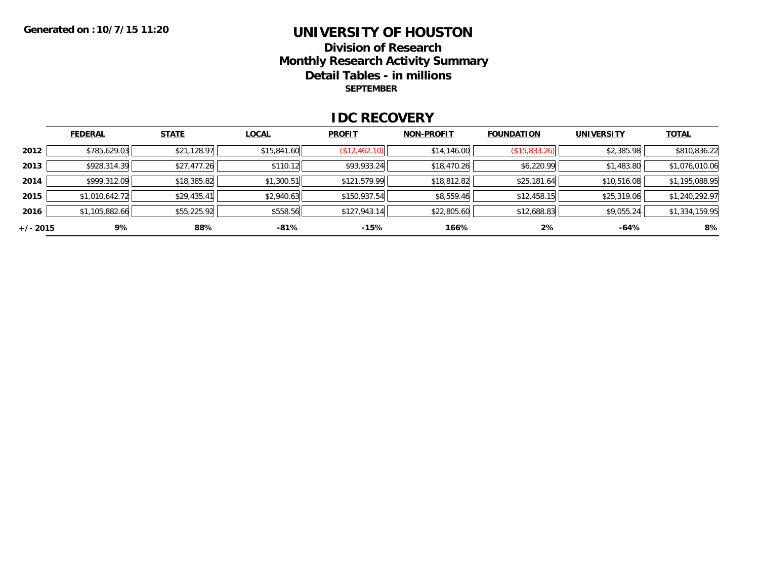Generated on :10/7/15 11:20

# UNIVERSITY OF HOUSTON

## Division of Research

## Monthly Research Activity Summary

## Detail Tables - in millions

**SEPTEMBER**

## IDC RECOVERY

| | FEDERAL | STATE | LOCAL | PROFIT | NON-PROFIT | FOUNDATION | UNIVERSITY | TOTAL |
|---|---|---|---|---|---|---|---|---|
| **2012** | $785,629.03 | $21,128.97 | $15,841.60 | ($12,462.10) | $14,146.00 | ($15,833.26) | $2,385.98 | $810,836.22 |
| **2013** | $928,314.39 | $27,477.26 | $110.12 | $93,933.24 | $18,470.26 | $6,220.99 | $1,483.80 | $1,076,010.06 |
| **2014** | $999,312.09 | $18,385.82 | $1,300.51 | $121,579.99 | $18,812.82 | $25,181.64 | $10,516.08 | $1,195,088.95 |
| **2015** | $1,010,642.72 | $29,435.41 | $2,940.63 | $150,937.54 | $8,559.46 | $12,458.15 | $25,319.06 | $1,240,292.97 |
| **2016** | $1,105,882.66 | $55,225.92 | $558.56 | $127,943.14 | $22,805.60 | $12,688.83 | $9,055.24 | $1,334,159.95 |
| **+/- 2015** | **9%** | **88%** | **-81%** | **-15%** | **166%** | **2%** | **-64%** | **8%** |